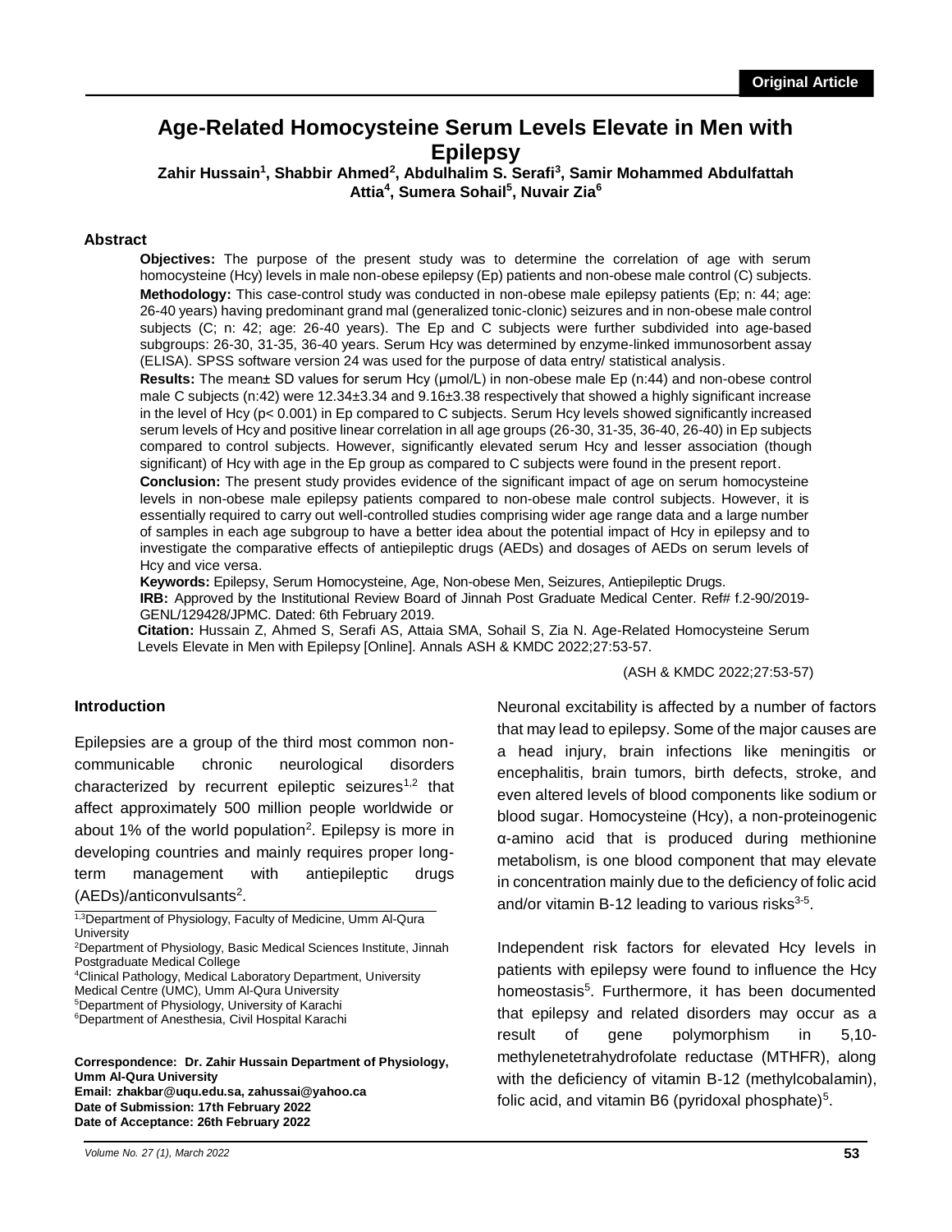Original Article

# Age-Related Homocysteine Serum Levels Elevate in Men with Epilepsy

**Zahir Hussain[1], Shabbir Ahmed[2], Abdulhalim S. Serafi[3], Samir Mohammed Abdulfattah Attia[4], Sumera Sohail[5], Nuvair Zia[6]**

## Abstract

**Objectives:** The purpose of the present study was to determine the correlation of age with serum homocysteine (Hcy) levels in male non-obese epilepsy (Ep) patients and non-obese male control (C) subjects.

**Methodology:** This case-control study was conducted in non-obese male epilepsy patients (Ep; n: 44; age: 26-40 years) having predominant grand mal (generalized tonic-clonic) seizures and in non-obese male control subjects (C; n: 42; age: 26-40 years). The Ep and C subjects were further subdivided into age-based subgroups: 26-30, 31-35, 36-40 years. Serum Hcy was determined by enzyme-linked immunosorbent assay (ELISA). SPSS software version 24 was used for the purpose of data entry/ statistical analysis.

**Results:** The mean± SD values for serum Hcy (μmol/L) in non-obese male Ep (n:44) and non-obese control male C subjects (n:42) were 12.34±3.34 and 9.16±3.38 respectively that showed a highly significant increase in the level of Hcy ($p < 0.001$) in Ep compared to C subjects. Serum Hcy levels showed significantly increased serum levels of Hcy and positive linear correlation in all age groups (26-30, 31-35, 36-40, 26-40) in Ep subjects compared to control subjects. However, significantly elevated serum Hcy and lesser association (though significant) of Hcy with age in the Ep group as compared to C subjects were found in the present report.

**Conclusion:** The present study provides evidence of the significant impact of age on serum homocysteine levels in non-obese male epilepsy patients compared to non-obese male control subjects. However, it is essentially required to carry out well-controlled studies comprising wider age range data and a large number of samples in each age subgroup to have a better idea about the potential impact of Hcy in epilepsy and to investigate the comparative effects of antiepileptic drugs (AEDs) and dosages of AEDs on serum levels of Hcy and vice versa.

**Keywords:** Epilepsy, Serum Homocysteine, Age, Non-obese Men, Seizures, Antiepileptic Drugs.

**IRB:** Approved by the Institutional Review Board of Jinnah Post Graduate Medical Center. Ref# f.2-90/2019-GENL/129428/JPMC. Dated: 6th February 2019.

**Citation:** Hussain Z, Ahmed S, Serafi AS, Attaia SMA, Sohail S, Zia N. Age-Related Homocysteine Serum Levels Elevate in Men with Epilepsy [Online]. Annals ASH & KMDC 2022;27:53-57.

(ASH & KMDC 2022;27:53-57)

## Introduction

Epilepsies are a group of the third most common non-communicable chronic neurological disorders characterized by recurrent epileptic seizures[1,2] that affect approximately 500 million people worldwide or about 1% of the world population[2]. Epilepsy is more in developing countries and mainly requires proper long-term management with antiepileptic drugs (AEDs)/anticonvulsants[2].

Neuronal excitability is affected by a number of factors that may lead to epilepsy. Some of the major causes are a head injury, brain infections like meningitis or encephalitis, brain tumors, birth defects, stroke, and even altered levels of blood components like sodium or blood sugar. Homocysteine (Hcy), a non-proteinogenic α-amino acid that is produced during methionine metabolism, is one blood component that may elevate in concentration mainly due to the deficiency of folic acid and/or vitamin B-12 leading to various risks[3-5].

Independent risk factors for elevated Hcy levels in patients with epilepsy were found to influence the Hcy homeostasis[5]. Furthermore, it has been documented that epilepsy and related disorders may occur as a result of gene polymorphism in 5,10-methylenetetrahydrofolate reductase (MTHFR), along with the deficiency of vitamin B-12 (methylcobalamin), folic acid, and vitamin B6 (pyridoxal phosphate)[5].

[1,3]Department of Physiology, Faculty of Medicine, Umm Al-Qura University
[2]Department of Physiology, Basic Medical Sciences Institute, Jinnah Postgraduate Medical College
[4]Clinical Pathology, Medical Laboratory Department, University Medical Centre (UMC), Umm Al-Qura University
[5]Department of Physiology, University of Karachi
[6]Department of Anesthesia, Civil Hospital Karachi

**Correspondence: Dr. Zahir Hussain Department of Physiology, Umm Al-Qura University**
**Email: zhakbar@uqu.edu.sa, zahussai@yahoo.ca**
**Date of Submission: 17th February 2022**
**Date of Acceptance: 26th February 2022**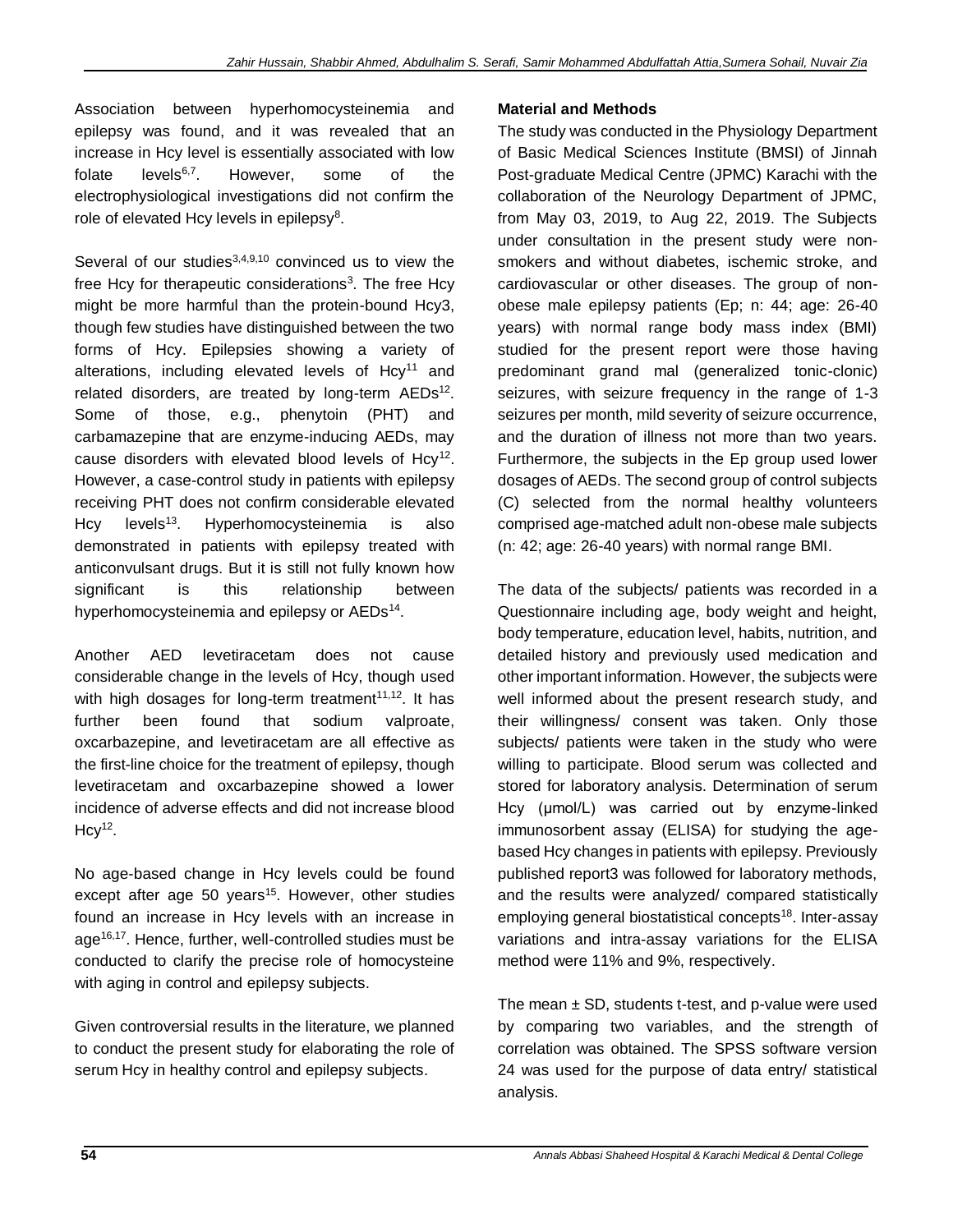Association between hyperhomocysteinemia and epilepsy was found, and it was revealed that an increase in Hcy level is essentially associated with low folate levels[6,7]. However, some of the electrophysiological investigations did not confirm the role of elevated Hcy levels in epilepsy[8].

Several of our studies[3,4,9,10] convinced us to view the free Hcy for therapeutic considerations[3]. The free Hcy might be more harmful than the protein-bound Hcy3, though few studies have distinguished between the two forms of Hcy. Epilepsies showing a variety of alterations, including elevated levels of Hcy[11] and related disorders, are treated by long-term AEDs[12]. Some of those, e.g., phenytoin (PHT) and carbamazepine that are enzyme-inducing AEDs, may cause disorders with elevated blood levels of Hcy[12]. However, a case-control study in patients with epilepsy receiving PHT does not confirm considerable elevated Hcy levels[13]. Hyperhomocysteinemia is also demonstrated in patients with epilepsy treated with anticonvulsant drugs. But it is still not fully known how significant is this relationship between hyperhomocysteinemia and epilepsy or AEDs[14].

Another AED levetiracetam does not cause considerable change in the levels of Hcy, though used with high dosages for long-term treatment[11,12]. It has further been found that sodium valproate, oxcarbazepine, and levetiracetam are all effective as the first-line choice for the treatment of epilepsy, though levetiracetam and oxcarbazepine showed a lower incidence of adverse effects and did not increase blood Hcy[12].

No age-based change in Hcy levels could be found except after age 50 years[15]. However, other studies found an increase in Hcy levels with an increase in age[16,17]. Hence, further, well-controlled studies must be conducted to clarify the precise role of homocysteine with aging in control and epilepsy subjects.

Given controversial results in the literature, we planned to conduct the present study for elaborating the role of serum Hcy in healthy control and epilepsy subjects.

## Material and Methods

The study was conducted in the Physiology Department of Basic Medical Sciences Institute (BMSI) of Jinnah Post-graduate Medical Centre (JPMC) Karachi with the collaboration of the Neurology Department of JPMC, from May 03, 2019, to Aug 22, 2019. The Subjects under consultation in the present study were non-smokers and without diabetes, ischemic stroke, and cardiovascular or other diseases. The group of non-obese male epilepsy patients (Ep; n: 44; age: 26-40 years) with normal range body mass index (BMI) studied for the present report were those having predominant grand mal (generalized tonic-clonic) seizures, with seizure frequency in the range of 1-3 seizures per month, mild severity of seizure occurrence, and the duration of illness not more than two years. Furthermore, the subjects in the Ep group used lower dosages of AEDs. The second group of control subjects (C) selected from the normal healthy volunteers comprised age-matched adult non-obese male subjects (n: 42; age: 26-40 years) with normal range BMI.

The data of the subjects/ patients was recorded in a Questionnaire including age, body weight and height, body temperature, education level, habits, nutrition, and detailed history and previously used medication and other important information. However, the subjects were well informed about the present research study, and their willingness/ consent was taken. Only those subjects/ patients were taken in the study who were willing to participate. Blood serum was collected and stored for laboratory analysis. Determination of serum Hcy (µmol/L) was carried out by enzyme-linked immunosorbent assay (ELISA) for studying the age-based Hcy changes in patients with epilepsy. Previously published report3 was followed for laboratory methods, and the results were analyzed/ compared statistically employing general biostatistical concepts[18]. Inter-assay variations and intra-assay variations for the ELISA method were 11% and 9%, respectively.

The mean ± SD, students t-test, and p-value were used by comparing two variables, and the strength of correlation was obtained. The SPSS software version 24 was used for the purpose of data entry/ statistical analysis.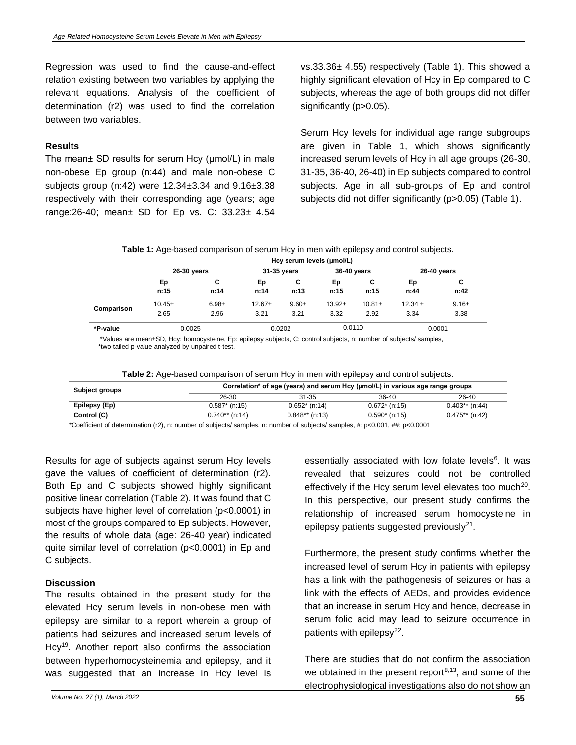Regression was used to find the cause-and-effect relation existing between two variables by applying the relevant equations. Analysis of the coefficient of determination (r2) was used to find the correlation between two variables.

### Results

The mean± SD results for serum Hcy (µmol/L) in male non-obese Ep group (n:44) and male non-obese C subjects group (n:42) were 12.34±3.34 and 9.16±3.38 respectively with their corresponding age (years; age range:26-40; mean± SD for Ep vs. C: 33.23± 4.54 vs.33.36± 4.55) respectively (Table 1). This showed a highly significant elevation of Hcy in Ep compared to C subjects, whereas the age of both groups did not differ significantly (p>0.05).

Serum Hcy levels for individual age range subgroups are given in Table 1, which shows significantly increased serum levels of Hcy in all age groups (26-30, 31-35, 36-40, 26-40) in Ep subjects compared to control subjects. Age in all sub-groups of Ep and control subjects did not differ significantly (p>0.05) (Table 1).

**Table 1:** Age-based comparison of serum Hcy in men with epilepsy and control subjects.

| | Hcy serum levels (µmol/L) | | | | | | | |
|---|---|---|---|---|---|---|---|---|
| | 26-30 years | | 31-35 years | | 36-40 years | | 26-40 years | |
| | Ep n:15 | C n:14 | Ep n:14 | C n:13 | Ep n:15 | C n:15 | Ep n:44 | C n:42 |
| Comparison | 10.45± 2.65 | 6.98± 2.96 | 12.67± 3.21 | 9.60± 3.21 | 13.92± 3.32 | 10.81± 2.92 | 12.34 ± 3.34 | 9.16± 3.38 |
| *P-value | 0.0025 | | 0.0202 | | 0.0110 | | 0.0001 | |

*Values are mean±SD, Hcy: homocysteine, Ep: epilepsy subjects, C: control subjects, n: number of subjects/ samples, *two-tailed p-value analyzed by unpaired t-test.

**Table 2:** Age-based comparison of serum Hcy in men with epilepsy and control subjects.

| Subject groups | Correlation* of age (years) and serum Hcy (µmol/L) in various age range groups | | | |
|---|---|---|---|---|
| | 26-30 | 31-35 | 36-40 | 26-40 |
| Epilepsy (Ep) | 0.587* (n:15) | 0.652* (n:14) | 0.672* (n:15) | 0.403** (n:44) |
| Control (C) | 0.740** (n:14) | 0.848** (n:13) | 0.590* (n:15) | 0.475** (n:42) |

*Coefficient of determination (r2), n: number of subjects/ samples, n: number of subjects/ samples, #: p<0.001, ##: p<0.0001

Results for age of subjects against serum Hcy levels gave the values of coefficient of determination (r2). Both Ep and C subjects showed highly significant positive linear correlation (Table 2). It was found that C subjects have higher level of correlation (p<0.0001) in most of the groups compared to Ep subjects. However, the results of whole data (age: 26-40 year) indicated quite similar level of correlation (p<0.0001) in Ep and C subjects.

### Discussion

The results obtained in the present study for the elevated Hcy serum levels in non-obese men with epilepsy are similar to a report wherein a group of patients had seizures and increased serum levels of Hcy[19]. Another report also confirms the association between hyperhomocysteinemia and epilepsy, and it was suggested that an increase in Hcy level is essentially associated with low folate levels[6]. It was revealed that seizures could not be controlled effectively if the Hcy serum level elevates too much[20]. In this perspective, our present study confirms the relationship of increased serum homocysteine in epilepsy patients suggested previously[21].

Furthermore, the present study confirms whether the increased level of serum Hcy in patients with epilepsy has a link with the pathogenesis of seizures or has a link with the effects of AEDs, and provides evidence that an increase in serum Hcy and hence, decrease in serum folic acid may lead to seizure occurrence in patients with epilepsy[22].

There are studies that do not confirm the association we obtained in the present report[8,13], and some of the electrophysiological investigations also do not show an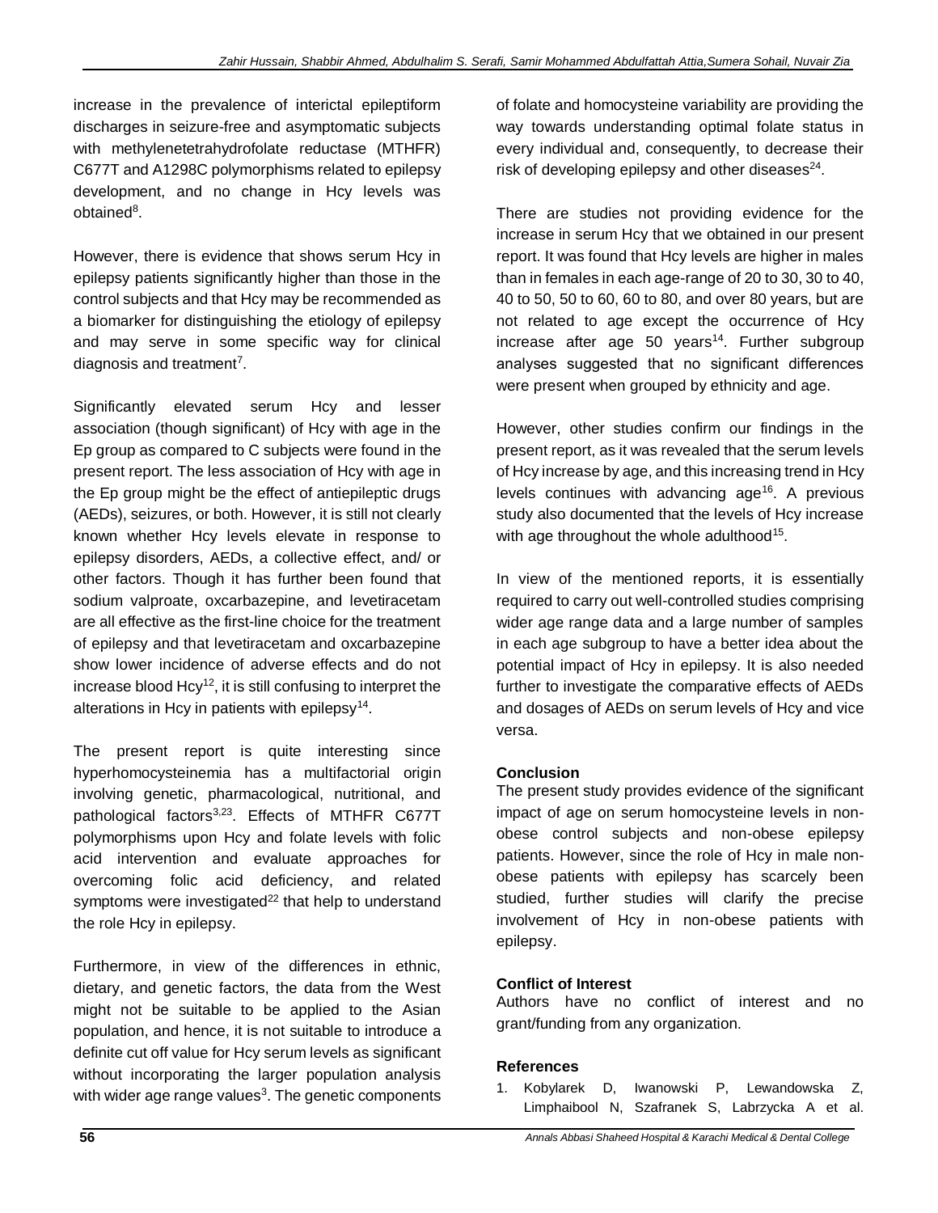increase in the prevalence of interictal epileptiform discharges in seizure-free and asymptomatic subjects with methylenetetrahydrofolate reductase (MTHFR) C677T and A1298C polymorphisms related to epilepsy development, and no change in Hcy levels was obtained[8].

However, there is evidence that shows serum Hcy in epilepsy patients significantly higher than those in the control subjects and that Hcy may be recommended as a biomarker for distinguishing the etiology of epilepsy and may serve in some specific way for clinical diagnosis and treatment[7].

Significantly elevated serum Hcy and lesser association (though significant) of Hcy with age in the Ep group as compared to C subjects were found in the present report. The less association of Hcy with age in the Ep group might be the effect of antiepileptic drugs (AEDs), seizures, or both. However, it is still not clearly known whether Hcy levels elevate in response to epilepsy disorders, AEDs, a collective effect, and/ or other factors. Though it has further been found that sodium valproate, oxcarbazepine, and levetiracetam are all effective as the first-line choice for the treatment of epilepsy and that levetiracetam and oxcarbazepine show lower incidence of adverse effects and do not increase blood Hcy[12], it is still confusing to interpret the alterations in Hcy in patients with epilepsy[14].

The present report is quite interesting since hyperhomocysteinemia has a multifactorial origin involving genetic, pharmacological, nutritional, and pathological factors[3,23]. Effects of MTHFR C677T polymorphisms upon Hcy and folate levels with folic acid intervention and evaluate approaches for overcoming folic acid deficiency, and related symptoms were investigated[22] that help to understand the role Hcy in epilepsy.

Furthermore, in view of the differences in ethnic, dietary, and genetic factors, the data from the West might not be suitable to be applied to the Asian population, and hence, it is not suitable to introduce a definite cut off value for Hcy serum levels as significant without incorporating the larger population analysis with wider age range values[3]. The genetic components of folate and homocysteine variability are providing the way towards understanding optimal folate status in every individual and, consequently, to decrease their risk of developing epilepsy and other diseases[24].

There are studies not providing evidence for the increase in serum Hcy that we obtained in our present report. It was found that Hcy levels are higher in males than in females in each age-range of 20 to 30, 30 to 40, 40 to 50, 50 to 60, 60 to 80, and over 80 years, but are not related to age except the occurrence of Hcy increase after age 50 years[14]. Further subgroup analyses suggested that no significant differences were present when grouped by ethnicity and age.

However, other studies confirm our findings in the present report, as it was revealed that the serum levels of Hcy increase by age, and this increasing trend in Hcy levels continues with advancing age[16]. A previous study also documented that the levels of Hcy increase with age throughout the whole adulthood[15].

In view of the mentioned reports, it is essentially required to carry out well-controlled studies comprising wider age range data and a large number of samples in each age subgroup to have a better idea about the potential impact of Hcy in epilepsy. It is also needed further to investigate the comparative effects of AEDs and dosages of AEDs on serum levels of Hcy and vice versa.

## Conclusion

The present study provides evidence of the significant impact of age on serum homocysteine levels in non-obese control subjects and non-obese epilepsy patients. However, since the role of Hcy in male non-obese patients with epilepsy has scarcely been studied, further studies will clarify the precise involvement of Hcy in non-obese patients with epilepsy.

## Conflict of Interest

Authors have no conflict of interest and no grant/funding from any organization.

## References

1. Kobylarek D, Iwanowski P, Lewandowska Z, Limphaibool N, Szafranek S, Labrzycka A et al.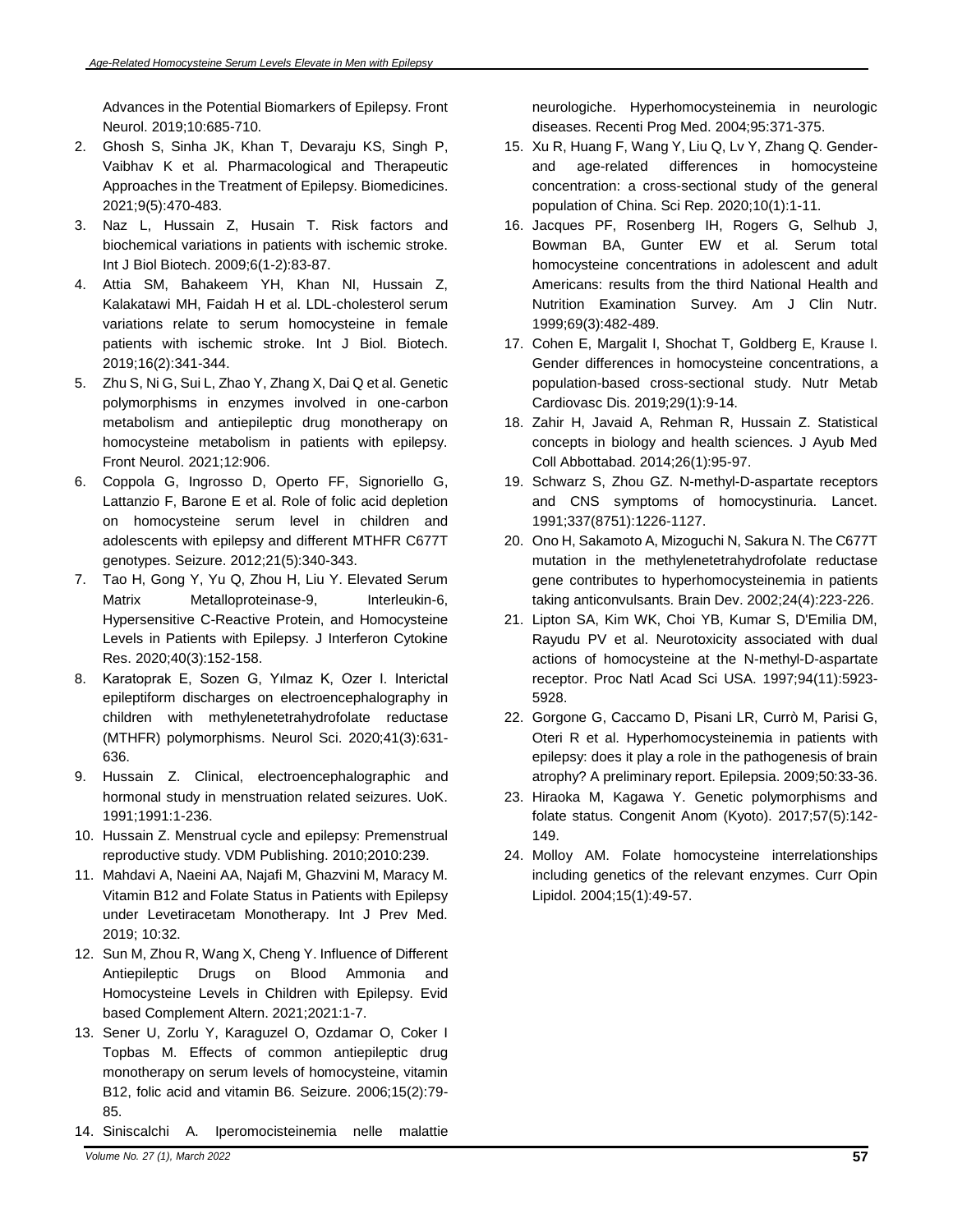Advances in the Potential Biomarkers of Epilepsy. Front Neurol. 2019;10:685-710.

2. Ghosh S, Sinha JK, Khan T, Devaraju KS, Singh P, Vaibhav K et al. Pharmacological and Therapeutic Approaches in the Treatment of Epilepsy. Biomedicines. 2021;9(5):470-483.
3. Naz L, Hussain Z, Husain T. Risk factors and biochemical variations in patients with ischemic stroke. Int J Biol Biotech. 2009;6(1-2):83-87.
4. Attia SM, Bahakeem YH, Khan NI, Hussain Z, Kalakatawi MH, Faidah H et al. LDL-cholesterol serum variations relate to serum homocysteine in female patients with ischemic stroke. Int J Biol. Biotech. 2019;16(2):341-344.
5. Zhu S, Ni G, Sui L, Zhao Y, Zhang X, Dai Q et al. Genetic polymorphisms in enzymes involved in one-carbon metabolism and antiepileptic drug monotherapy on homocysteine metabolism in patients with epilepsy. Front Neurol. 2021;12:906.
6. Coppola G, Ingrosso D, Operto FF, Signoriello G, Lattanzio F, Barone E et al. Role of folic acid depletion on homocysteine serum level in children and adolescents with epilepsy and different MTHFR C677T genotypes. Seizure. 2012;21(5):340-343.
7. Tao H, Gong Y, Yu Q, Zhou H, Liu Y. Elevated Serum Matrix Metalloproteinase-9, Interleukin-6, Hypersensitive C-Reactive Protein, and Homocysteine Levels in Patients with Epilepsy. J Interferon Cytokine Res. 2020;40(3):152-158.
8. Karatoprak E, Sozen G, Yılmaz K, Ozer I. Interictal epileptiform discharges on electroencephalography in children with methylenetetrahydrofolate reductase (MTHFR) polymorphisms. Neurol Sci. 2020;41(3):631-636.
9. Hussain Z. Clinical, electroencephalographic and hormonal study in menstruation related seizures. UoK. 1991;1991:1-236.
10. Hussain Z. Menstrual cycle and epilepsy: Premenstrual reproductive study. VDM Publishing. 2010;2010:239.
11. Mahdavi A, Naeini AA, Najafi M, Ghazvini M, Maracy M. Vitamin B12 and Folate Status in Patients with Epilepsy under Levetiracetam Monotherapy. Int J Prev Med. 2019; 10:32.
12. Sun M, Zhou R, Wang X, Cheng Y. Influence of Different Antiepileptic Drugs on Blood Ammonia and Homocysteine Levels in Children with Epilepsy. Evid based Complement Altern. 2021;2021:1-7.
13. Sener U, Zorlu Y, Karaguzel O, Ozdamar O, Coker I Topbas M. Effects of common antiepileptic drug monotherapy on serum levels of homocysteine, vitamin B12, folic acid and vitamin B6. Seizure. 2006;15(2):79-85.
14. Siniscalchi A. Iperomocisteinemia nelle malattie neurologiche. Hyperhomocysteinemia in neurologic diseases. Recenti Prog Med. 2004;95:371-375.
15. Xu R, Huang F, Wang Y, Liu Q, Lv Y, Zhang Q. Gender- and age-related differences in homocysteine concentration: a cross-sectional study of the general population of China. Sci Rep. 2020;10(1):1-11.
16. Jacques PF, Rosenberg IH, Rogers G, Selhub J, Bowman BA, Gunter EW et al. Serum total homocysteine concentrations in adolescent and adult Americans: results from the third National Health and Nutrition Examination Survey. Am J Clin Nutr. 1999;69(3):482-489.
17. Cohen E, Margalit I, Shochat T, Goldberg E, Krause I. Gender differences in homocysteine concentrations, a population-based cross-sectional study. Nutr Metab Cardiovasc Dis. 2019;29(1):9-14.
18. Zahir H, Javaid A, Rehman R, Hussain Z. Statistical concepts in biology and health sciences. J Ayub Med Coll Abbottabad. 2014;26(1):95-97.
19. Schwarz S, Zhou GZ. N-methyl-D-aspartate receptors and CNS symptoms of homocystinuria. Lancet. 1991;337(8751):1226-1127.
20. Ono H, Sakamoto A, Mizoguchi N, Sakura N. The C677T mutation in the methylenetetrahydrofolate reductase gene contributes to hyperhomocysteinemia in patients taking anticonvulsants. Brain Dev. 2002;24(4):223-226.
21. Lipton SA, Kim WK, Choi YB, Kumar S, D'Emilia DM, Rayudu PV et al. Neurotoxicity associated with dual actions of homocysteine at the N-methyl-D-aspartate receptor. Proc Natl Acad Sci USA. 1997;94(11):5923-5928.
22. Gorgone G, Caccamo D, Pisani LR, Currò M, Parisi G, Oteri R et al. Hyperhomocysteinemia in patients with epilepsy: does it play a role in the pathogenesis of brain atrophy? A preliminary report. Epilepsia. 2009;50:33-36.
23. Hiraoka M, Kagawa Y. Genetic polymorphisms and folate status. Congenit Anom (Kyoto). 2017;57(5):142-149.
24. Molloy AM. Folate homocysteine interrelationships including genetics of the relevant enzymes. Curr Opin Lipidol. 2004;15(1):49-57.